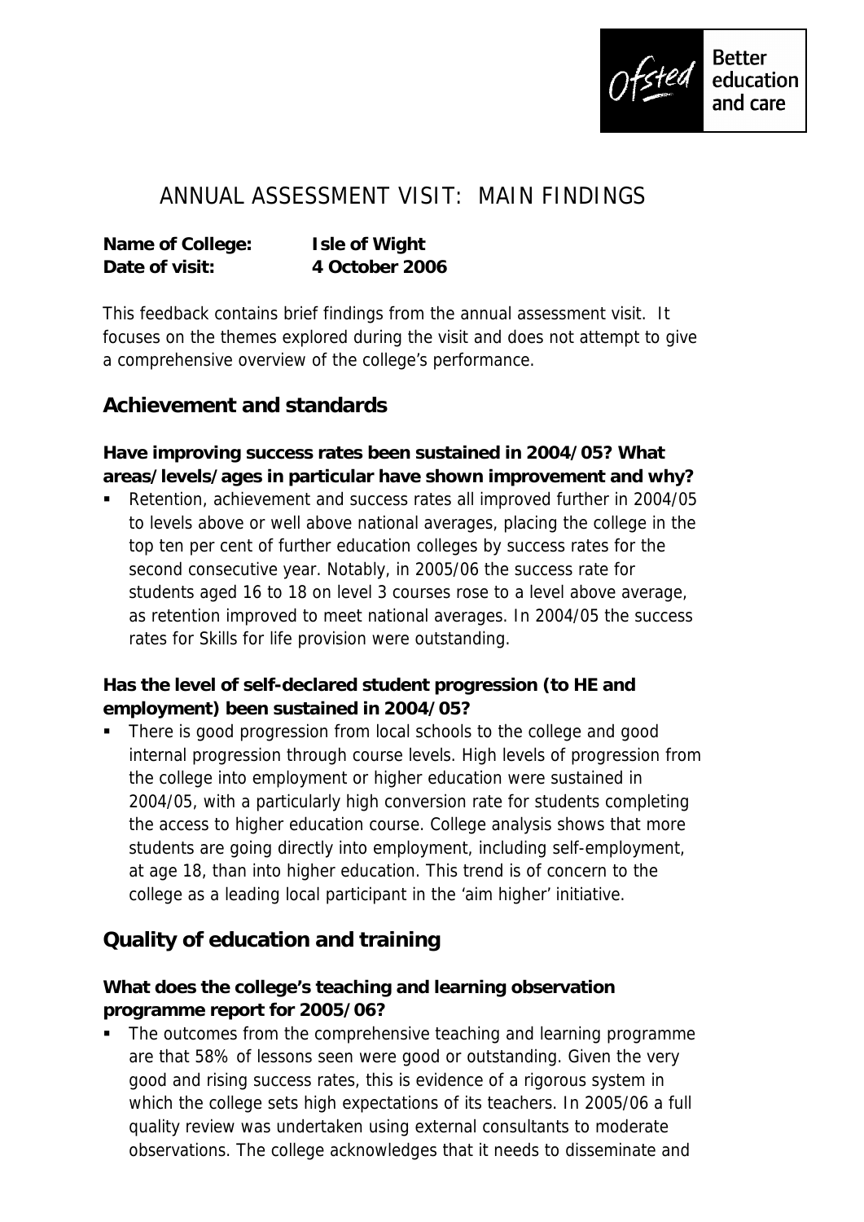# ANNUAL ASSESSMENT VISIT: MAIN FINDINGS

**Name of College:** **Isle of Wight**
**Date of visit:** **4 October 2006**

This feedback contains brief findings from the annual assessment visit. It focuses on the themes explored during the visit and does not attempt to give a comprehensive overview of the college's performance.

## Achievement and standards

**Have improving success rates been sustained in 2004/05? What areas/levels/ages in particular have shown improvement and why?**

- Retention, achievement and success rates all improved further in 2004/05 to levels above or well above national averages, placing the college in the top ten per cent of further education colleges by success rates for the second consecutive year. Notably, in 2005/06 the success rate for students aged 16 to 18 on level 3 courses rose to a level above average, as retention improved to meet national averages. In 2004/05 the success rates for Skills for life provision were outstanding.

**Has the level of self-declared student progression (to HE and employment) been sustained in 2004/05?**

- There is good progression from local schools to the college and good internal progression through course levels. High levels of progression from the college into employment or higher education were sustained in 2004/05, with a particularly high conversion rate for students completing the access to higher education course. College analysis shows that more students are going directly into employment, including self-employment, at age 18, than into higher education. This trend is of concern to the college as a leading local participant in the 'aim higher' initiative.

## Quality of education and training

**What does the college's teaching and learning observation programme report for 2005/06?**

- The outcomes from the comprehensive teaching and learning programme are that 58% of lessons seen were good or outstanding. Given the very good and rising success rates, this is evidence of a rigorous system in which the college sets high expectations of its teachers. In 2005/06 a full quality review was undertaken using external consultants to moderate observations. The college acknowledges that it needs to disseminate and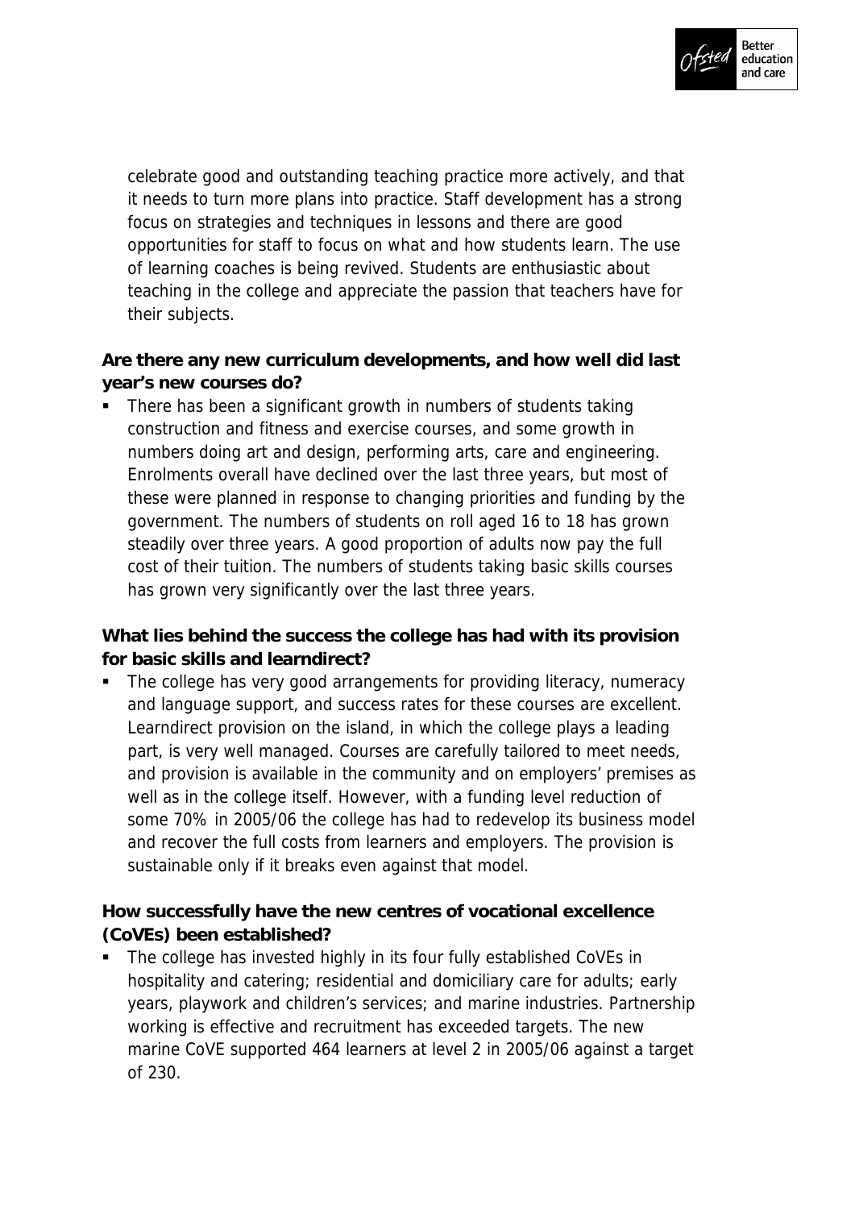celebrate good and outstanding teaching practice more actively, and that it needs to turn more plans into practice. Staff development has a strong focus on strategies and techniques in lessons and there are good opportunities for staff to focus on what and how students learn. The use of learning coaches is being revived. Students are enthusiastic about teaching in the college and appreciate the passion that teachers have for their subjects.

**Are there any new curriculum developments, and how well did last year's new courses do?**

- There has been a significant growth in numbers of students taking construction and fitness and exercise courses, and some growth in numbers doing art and design, performing arts, care and engineering. Enrolments overall have declined over the last three years, but most of these were planned in response to changing priorities and funding by the government. The numbers of students on roll aged 16 to 18 has grown steadily over three years. A good proportion of adults now pay the full cost of their tuition. The numbers of students taking basic skills courses has grown very significantly over the last three years.

**What lies behind the success the college has had with its provision for basic skills and learndirect?**

- The college has very good arrangements for providing literacy, numeracy and language support, and success rates for these courses are excellent. Learndirect provision on the island, in which the college plays a leading part, is very well managed. Courses are carefully tailored to meet needs, and provision is available in the community and on employers' premises as well as in the college itself. However, with a funding level reduction of some 70% in 2005/06 the college has had to redevelop its business model and recover the full costs from learners and employers. The provision is sustainable only if it breaks even against that model.

**How successfully have the new centres of vocational excellence (CoVEs) been established?**

- The college has invested highly in its four fully established CoVEs in hospitality and catering; residential and domiciliary care for adults; early years, playwork and children's services; and marine industries. Partnership working is effective and recruitment has exceeded targets. The new marine CoVE supported 464 learners at level 2 in 2005/06 against a target of 230.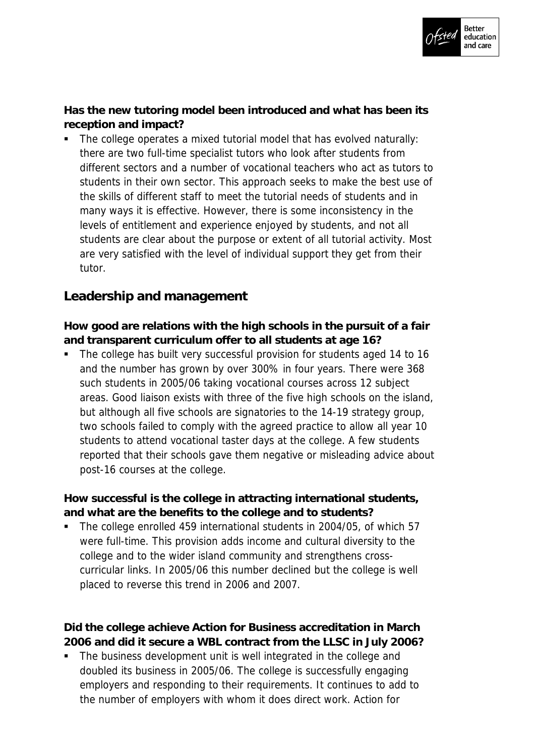**Has the new tutoring model been introduced and what has been its reception and impact?**

- The college operates a mixed tutorial model that has evolved naturally: there are two full-time specialist tutors who look after students from different sectors and a number of vocational teachers who act as tutors to students in their own sector. This approach seeks to make the best use of the skills of different staff to meet the tutorial needs of students and in many ways it is effective. However, there is some inconsistency in the levels of entitlement and experience enjoyed by students, and not all students are clear about the purpose or extent of all tutorial activity. Most are very satisfied with the level of individual support they get from their tutor.

## Leadership and management

**How good are relations with the high schools in the pursuit of a fair and transparent curriculum offer to all students at age 16?**

- The college has built very successful provision for students aged 14 to 16 and the number has grown by over 300% in four years. There were 368 such students in 2005/06 taking vocational courses across 12 subject areas. Good liaison exists with three of the five high schools on the island, but although all five schools are signatories to the 14-19 strategy group, two schools failed to comply with the agreed practice to allow all year 10 students to attend vocational taster days at the college. A few students reported that their schools gave them negative or misleading advice about post-16 courses at the college.

**How successful is the college in attracting international students, and what are the benefits to the college and to students?**

- The college enrolled 459 international students in 2004/05, of which 57 were full-time. This provision adds income and cultural diversity to the college and to the wider island community and strengthens cross-curricular links. In 2005/06 this number declined but the college is well placed to reverse this trend in 2006 and 2007.

**Did the college achieve Action for Business accreditation in March 2006 and did it secure a WBL contract from the LLSC in July 2006?**

- The business development unit is well integrated in the college and doubled its business in 2005/06. The college is successfully engaging employers and responding to their requirements. It continues to add to the number of employers with whom it does direct work. Action for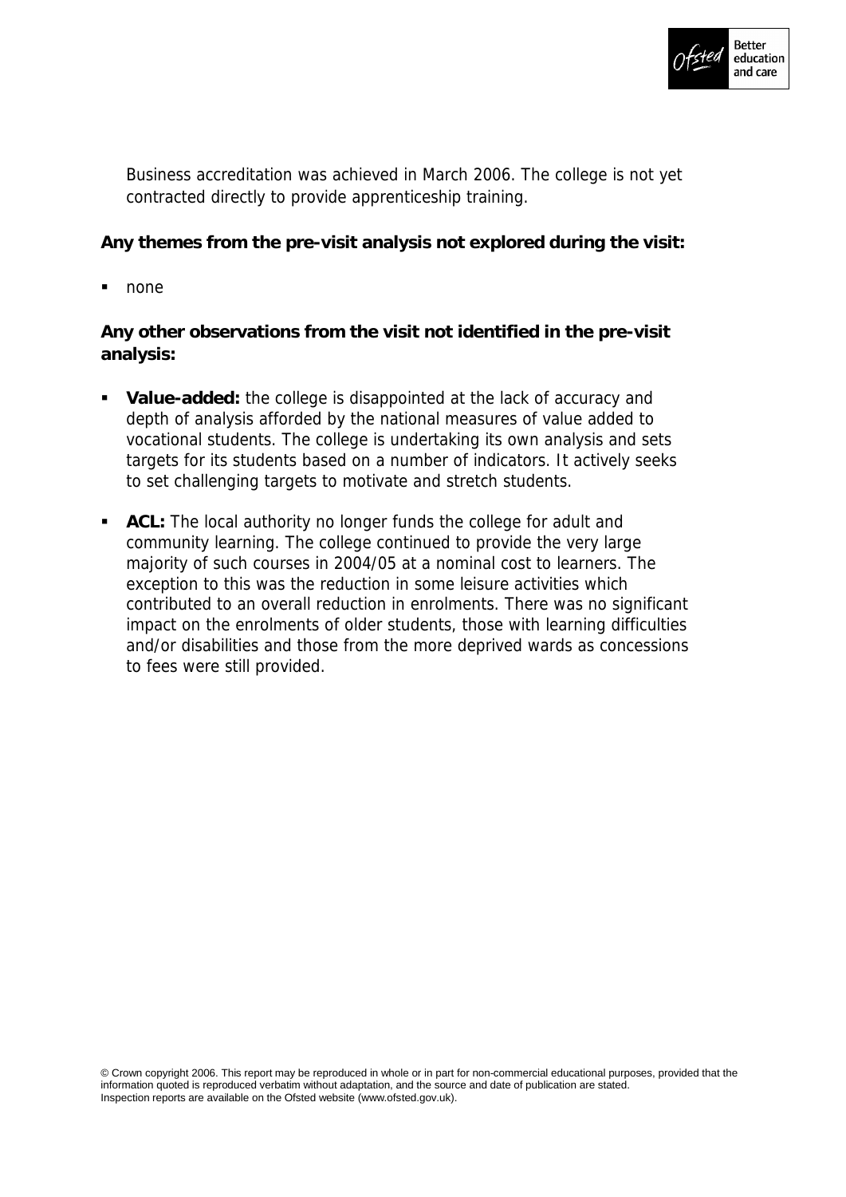Business accreditation was achieved in March 2006. The college is not yet contracted directly to provide apprenticeship training.

**Any themes from the pre-visit analysis not explored during the visit:**

- none

**Any other observations from the visit not identified in the pre-visit analysis:**

- **Value-added:** the college is disappointed at the lack of accuracy and depth of analysis afforded by the national measures of value added to vocational students. The college is undertaking its own analysis and sets targets for its students based on a number of indicators. It actively seeks to set challenging targets to motivate and stretch students.
- **ACL:** The local authority no longer funds the college for adult and community learning. The college continued to provide the very large majority of such courses in 2004/05 at a nominal cost to learners. The exception to this was the reduction in some leisure activities which contributed to an overall reduction in enrolments. There was no significant impact on the enrolments of older students, those with learning difficulties and/or disabilities and those from the more deprived wards as concessions to fees were still provided.

© Crown copyright 2006. This report may be reproduced in whole or in part for non-commercial educational purposes, provided that the information quoted is reproduced verbatim without adaptation, and the source and date of publication are stated.
Inspection reports are available on the Ofsted website (www.ofsted.gov.uk).